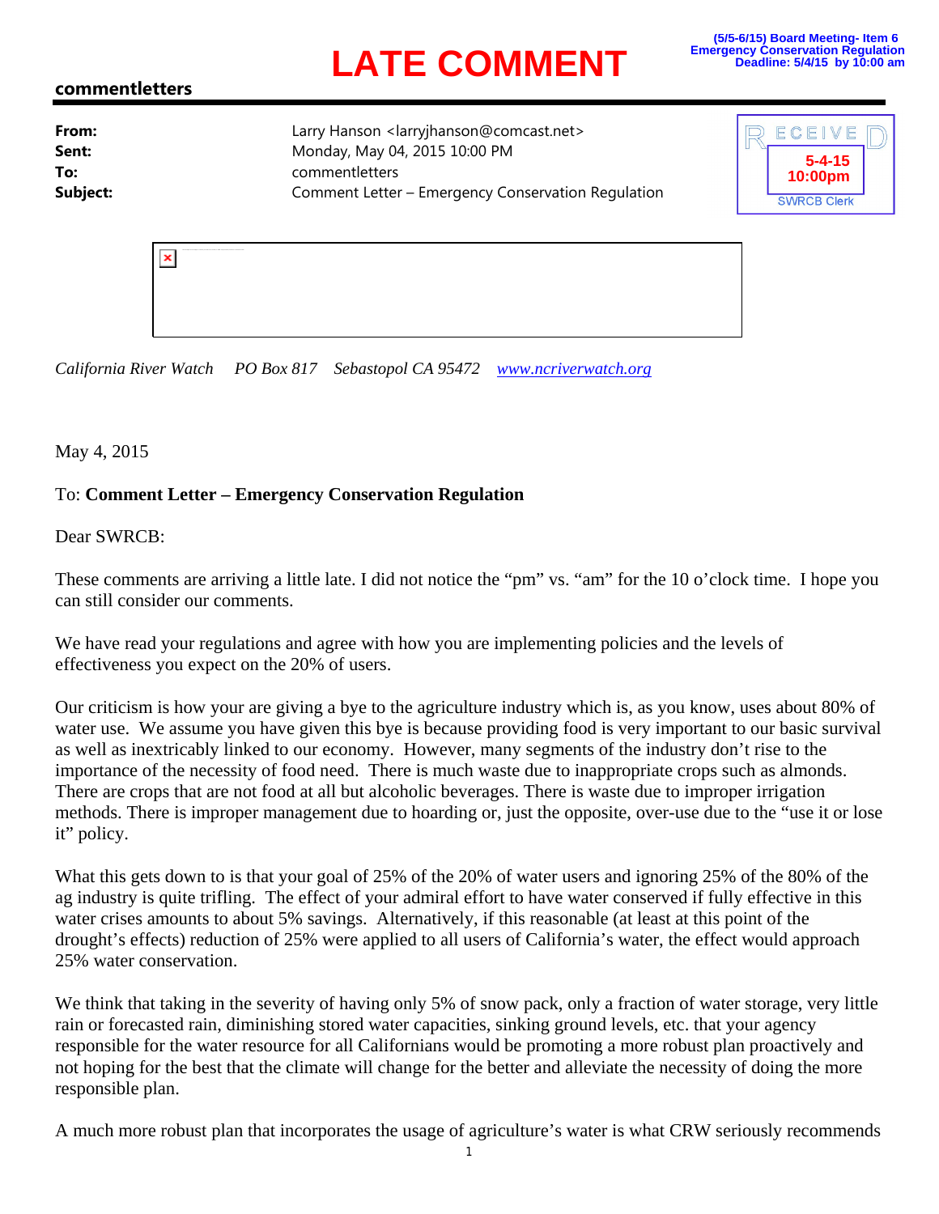**LATE COMMENT**

(5/5-6/15) Board Meeting- Item 6
Emergency Conservation Regulation
Deadline: 5/4/15 by 10:00 am

**commentletters**

RECEIVED
5-4-15
10:00pm
SWRCB Clerk

| | |
|---|---|
| **From:** | Larry Hanson <larryjhanson@comcast.net> |
| **Sent:** | Monday, May 04, 2015 10:00 PM |
| **To:** | commentletters |
| **Subject:** | Comment Letter – Emergency Conservation Regulation |

*California River Watch PO Box 817 Sebastopol CA 95472* *www.ncriverwatch.org*

May 4, 2015

To: **Comment Letter – Emergency Conservation Regulation**

Dear SWRCB:

These comments are arriving a little late. I did not notice the "pm" vs. "am" for the 10 o'clock time. I hope you can still consider our comments.

We have read your regulations and agree with how you are implementing policies and the levels of effectiveness you expect on the 20% of users.

Our criticism is how your are giving a bye to the agriculture industry which is, as you know, uses about 80% of water use. We assume you have given this bye is because providing food is very important to our basic survival as well as inextricably linked to our economy. However, many segments of the industry don't rise to the importance of the necessity of food need. There is much waste due to inappropriate crops such as almonds. There are crops that are not food at all but alcoholic beverages. There is waste due to improper irrigation methods. There is improper management due to hoarding or, just the opposite, over-use due to the "use it or lose it" policy.

What this gets down to is that your goal of 25% of the 20% of water users and ignoring 25% of the 80% of the ag industry is quite trifling. The effect of your admiral effort to have water conserved if fully effective in this water crises amounts to about 5% savings. Alternatively, if this reasonable (at least at this point of the drought's effects) reduction of 25% were applied to all users of California's water, the effect would approach 25% water conservation.

We think that taking in the severity of having only 5% of snow pack, only a fraction of water storage, very little rain or forecasted rain, diminishing stored water capacities, sinking ground levels, etc. that your agency responsible for the water resource for all Californians would be promoting a more robust plan proactively and not hoping for the best that the climate will change for the better and alleviate the necessity of doing the more responsible plan.

A much more robust plan that incorporates the usage of agriculture's water is what CRW seriously recommends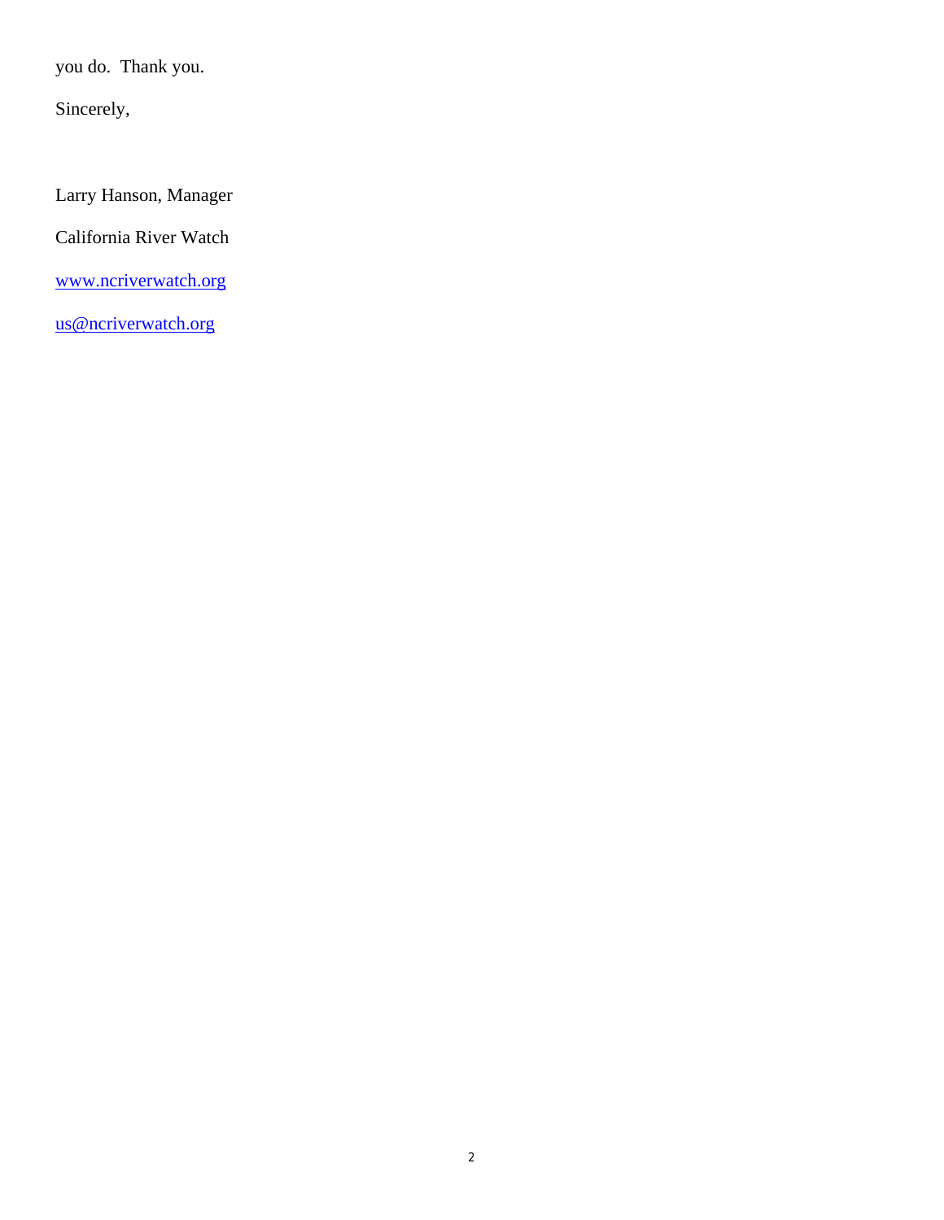you do.  Thank you.

Sincerely,

Larry Hanson, Manager

California River Watch

[www.ncriverwatch.org](http://www.ncriverwatch.org)

[us@ncriverwatch.org](mailto:us@ncriverwatch.org)